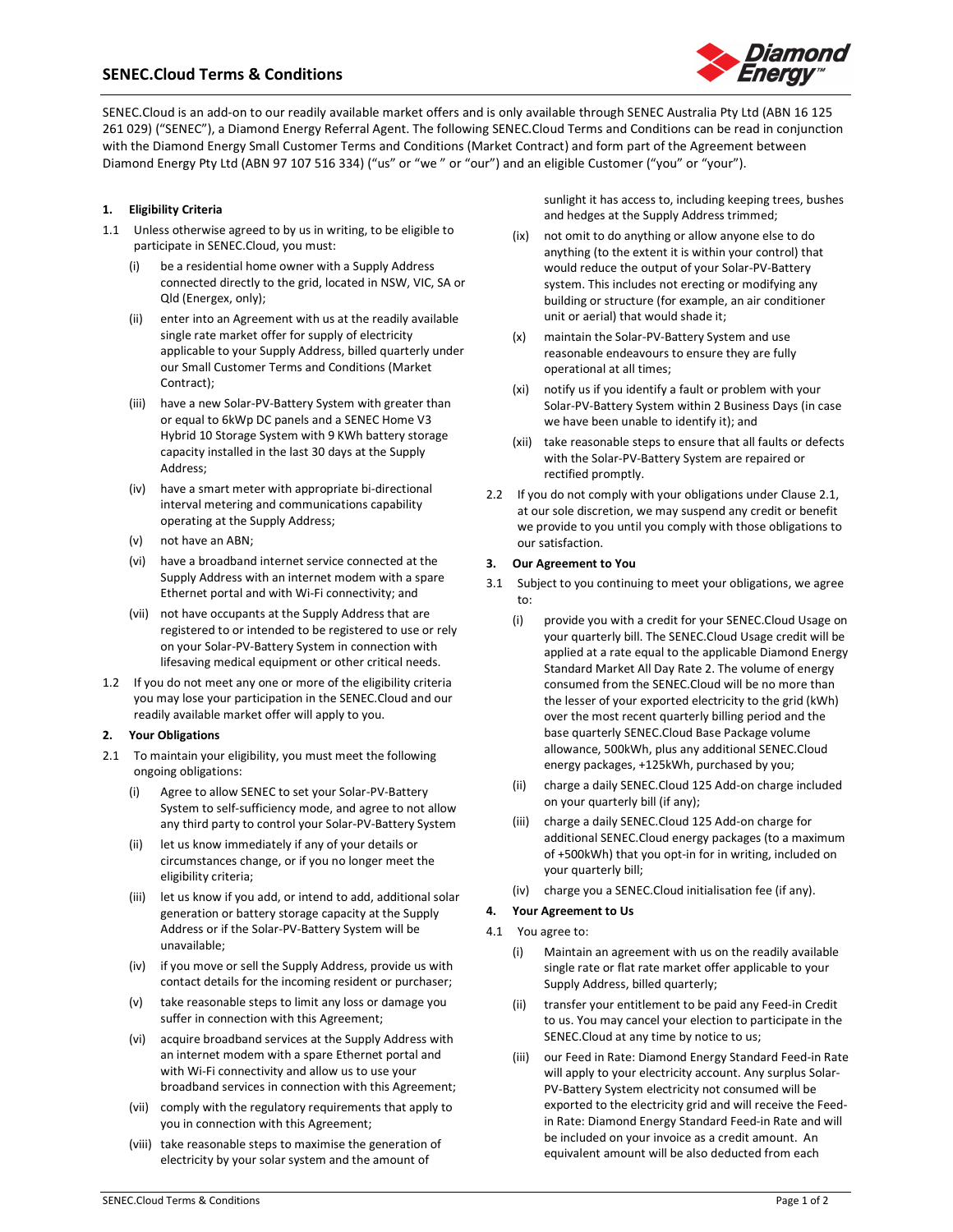# SENEC.Cloud Terms & Conditions

SENEC.Cloud is an add-on to our readily available market offers and is only available through SENEC Australia Pty Ltd (ABN 16 125 261 029) ("SENEC"), a Diamond Energy Referral Agent. The following SENEC.Cloud Terms and Conditions can be read in conjunction with the Diamond Energy Small Customer Terms and Conditions (Market Contract) and form part of the Agreement between Diamond Energy Pty Ltd (ABN 97 107 516 334) ("us" or "we " or "our") and an eligible Customer ("you" or "your").

## 1. Eligibility Criteria

1.1 Unless otherwise agreed to by us in writing, to be eligible to participate in SENEC.Cloud, you must:

- (i) be a residential home owner with a Supply Address connected directly to the grid, located in NSW, VIC, SA or Qld (Energex, only);
- (ii) enter into an Agreement with us at the readily available single rate market offer for supply of electricity applicable to your Supply Address, billed quarterly under our Small Customer Terms and Conditions (Market Contract);
- (iii) have a new Solar-PV-Battery System with greater than or equal to 6kWp DC panels and a SENEC Home V3 Hybrid 10 Storage System with 9 KWh battery storage capacity installed in the last 30 days at the Supply Address;
- (iv) have a smart meter with appropriate bi-directional interval metering and communications capability operating at the Supply Address;
- (v) not have an ABN;
- (vi) have a broadband internet service connected at the Supply Address with an internet modem with a spare Ethernet portal and with Wi-Fi connectivity; and
- (vii) not have occupants at the Supply Address that are registered to or intended to be registered to use or rely on your Solar-PV-Battery System in connection with lifesaving medical equipment or other critical needs.

1.2 If you do not meet any one or more of the eligibility criteria you may lose your participation in the SENEC.Cloud and our readily available market offer will apply to you.

## 2. Your Obligations

2.1 To maintain your eligibility, you must meet the following ongoing obligations:

- (i) Agree to allow SENEC to set your Solar-PV-Battery System to self-sufficiency mode, and agree to not allow any third party to control your Solar-PV-Battery System
- (ii) let us know immediately if any of your details or circumstances change, or if you no longer meet the eligibility criteria;
- (iii) let us know if you add, or intend to add, additional solar generation or battery storage capacity at the Supply Address or if the Solar-PV-Battery System will be unavailable;
- (iv) if you move or sell the Supply Address, provide us with contact details for the incoming resident or purchaser;
- (v) take reasonable steps to limit any loss or damage you suffer in connection with this Agreement;
- (vi) acquire broadband services at the Supply Address with an internet modem with a spare Ethernet portal and with Wi-Fi connectivity and allow us to use your broadband services in connection with this Agreement;
- (vii) comply with the regulatory requirements that apply to you in connection with this Agreement;
- (viii) take reasonable steps to maximise the generation of electricity by your solar system and the amount of sunlight it has access to, including keeping trees, bushes and hedges at the Supply Address trimmed;
- (ix) not omit to do anything or allow anyone else to do anything (to the extent it is within your control) that would reduce the output of your Solar-PV-Battery system. This includes not erecting or modifying any building or structure (for example, an air conditioner unit or aerial) that would shade it;
- (x) maintain the Solar-PV-Battery System and use reasonable endeavours to ensure they are fully operational at all times;
- (xi) notify us if you identify a fault or problem with your Solar-PV-Battery System within 2 Business Days (in case we have been unable to identify it); and
- (xii) take reasonable steps to ensure that all faults or defects with the Solar-PV-Battery System are repaired or rectified promptly.

2.2 If you do not comply with your obligations under Clause 2.1, at our sole discretion, we may suspend any credit or benefit we provide to you until you comply with those obligations to our satisfaction.

## 3. Our Agreement to You

3.1 Subject to you continuing to meet your obligations, we agree to:

- (i) provide you with a credit for your SENEC.Cloud Usage on your quarterly bill. The SENEC.Cloud Usage credit will be applied at a rate equal to the applicable Diamond Energy Standard Market All Day Rate 2. The volume of energy consumed from the SENEC.Cloud will be no more than the lesser of your exported electricity to the grid (kWh) over the most recent quarterly billing period and the base quarterly SENEC.Cloud Base Package volume allowance, 500kWh, plus any additional SENEC.Cloud energy packages, +125kWh, purchased by you;
- (ii) charge a daily SENEC.Cloud 125 Add-on charge included on your quarterly bill (if any);
- (iii) charge a daily SENEC.Cloud 125 Add-on charge for additional SENEC.Cloud energy packages (to a maximum of +500kWh) that you opt-in for in writing, included on your quarterly bill;
- (iv) charge you a SENEC.Cloud initialisation fee (if any).

## 4. Your Agreement to Us

4.1 You agree to:

- (i) Maintain an agreement with us on the readily available single rate or flat rate market offer applicable to your Supply Address, billed quarterly;
- (ii) transfer your entitlement to be paid any Feed-in Credit to us. You may cancel your election to participate in the SENEC.Cloud at any time by notice to us;
- (iii) our Feed in Rate: Diamond Energy Standard Feed-in Rate will apply to your electricity account. Any surplus Solar-PV-Battery System electricity not consumed will be exported to the electricity grid and will receive the Feed-in Rate: Diamond Energy Standard Feed-in Rate and will be included on your invoice as a credit amount. An equivalent amount will be also deducted from each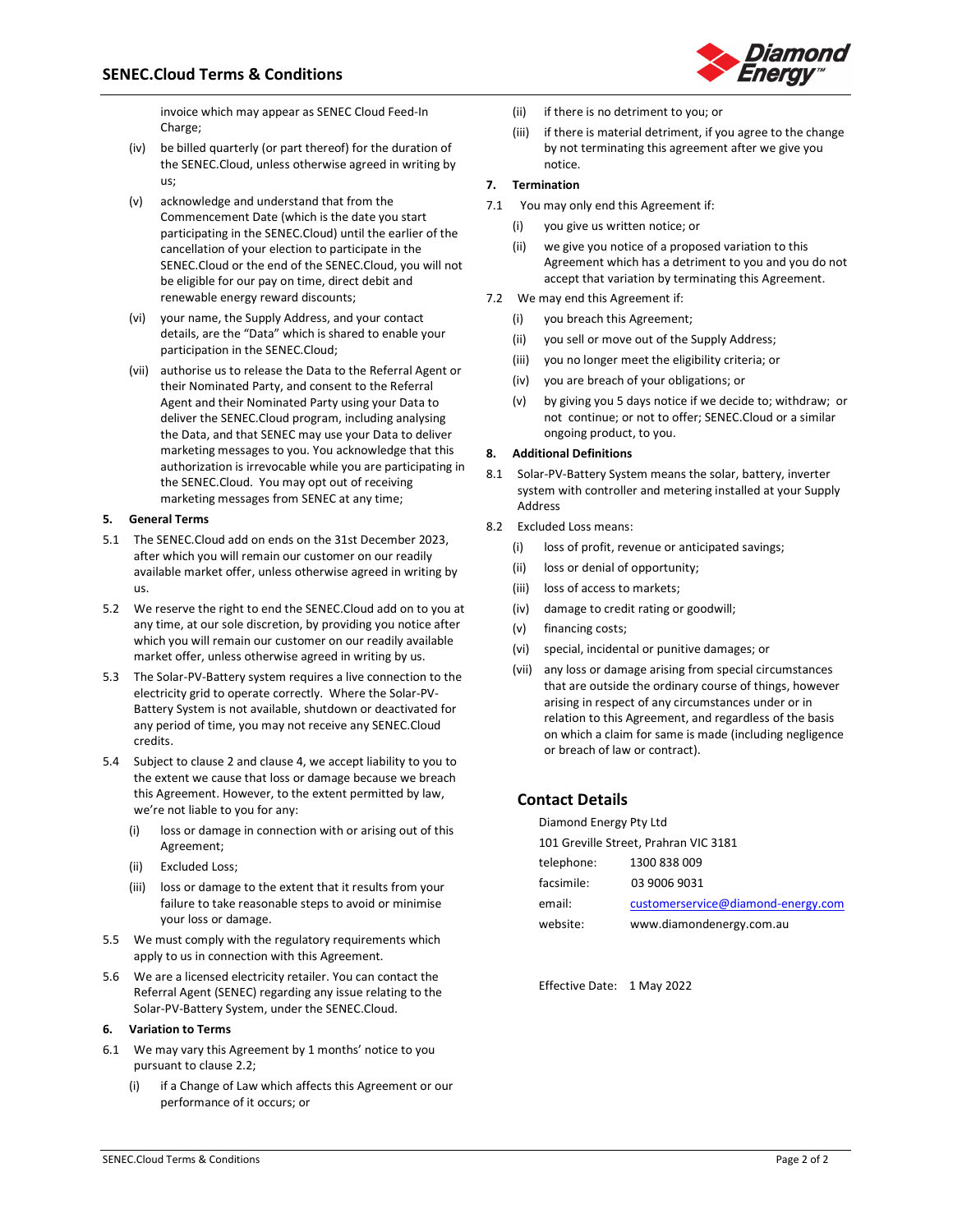invoice which may appear as SENEC Cloud Feed-In Charge;

(iv) be billed quarterly (or part thereof) for the duration of the SENEC.Cloud, unless otherwise agreed in writing by us;

(v) acknowledge and understand that from the Commencement Date (which is the date you start participating in the SENEC.Cloud) until the earlier of the cancellation of your election to participate in the SENEC.Cloud or the end of the SENEC.Cloud, you will not be eligible for our pay on time, direct debit and renewable energy reward discounts;

(vi) your name, the Supply Address, and your contact details, are the "Data" which is shared to enable your participation in the SENEC.Cloud;

(vii) authorise us to release the Data to the Referral Agent or their Nominated Party, and consent to the Referral Agent and their Nominated Party using your Data to deliver the SENEC.Cloud program, including analysing the Data, and that SENEC may use your Data to deliver marketing messages to you. You acknowledge that this authorization is irrevocable while you are participating in the SENEC.Cloud. You may opt out of receiving marketing messages from SENEC at any time;

**5. General Terms**

5.1 The SENEC.Cloud add on ends on the 31st December 2023, after which you will remain our customer on our readily available market offer, unless otherwise agreed in writing by us.

5.2 We reserve the right to end the SENEC.Cloud add on to you at any time, at our sole discretion, by providing you notice after which you will remain our customer on our readily available market offer, unless otherwise agreed in writing by us.

5.3 The Solar-PV-Battery system requires a live connection to the electricity grid to operate correctly. Where the Solar-PV-Battery System is not available, shutdown or deactivated for any period of time, you may not receive any SENEC.Cloud credits.

5.4 Subject to clause 2 and clause 4, we accept liability to you to the extent we cause that loss or damage because we breach this Agreement. However, to the extent permitted by law, we're not liable to you for any:

(i) loss or damage in connection with or arising out of this Agreement;

(ii) Excluded Loss;

(iii) loss or damage to the extent that it results from your failure to take reasonable steps to avoid or minimise your loss or damage.

5.5 We must comply with the regulatory requirements which apply to us in connection with this Agreement.

5.6 We are a licensed electricity retailer. You can contact the Referral Agent (SENEC) regarding any issue relating to the Solar-PV-Battery System, under the SENEC.Cloud.

**6. Variation to Terms**

6.1 We may vary this Agreement by 1 months' notice to you pursuant to clause 2.2;

(i) if a Change of Law which affects this Agreement or our performance of it occurs; or

(ii) if there is no detriment to you; or

(iii) if there is material detriment, if you agree to the change by not terminating this agreement after we give you notice.

**7. Termination**

7.1 You may only end this Agreement if:

(i) you give us written notice; or

(ii) we give you notice of a proposed variation to this Agreement which has a detriment to you and you do not accept that variation by terminating this Agreement.

7.2 We may end this Agreement if:

(i) you breach this Agreement;

(ii) you sell or move out of the Supply Address;

(iii) you no longer meet the eligibility criteria; or

(iv) you are breach of your obligations; or

(v) by giving you 5 days notice if we decide to; withdraw; or not continue; or not to offer; SENEC.Cloud or a similar ongoing product, to you.

**8. Additional Definitions**

8.1 Solar-PV-Battery System means the solar, battery, inverter system with controller and metering installed at your Supply Address

8.2 Excluded Loss means:

(i) loss of profit, revenue or anticipated savings;

(ii) loss or denial of opportunity;

(iii) loss of access to markets;

(iv) damage to credit rating or goodwill;

(v) financing costs;

(vi) special, incidental or punitive damages; or

(vii) any loss or damage arising from special circumstances that are outside the ordinary course of things, however arising in respect of any circumstances under or in relation to this Agreement, and regardless of the basis on which a claim for same is made (including negligence or breach of law or contract).

## Contact Details

Diamond Energy Pty Ltd

101 Greville Street, Prahran VIC 3181

| | |
|---|---|
| telephone: | 1300 838 009 |
| facsimile: | 03 9006 9031 |
| email: | customerservice@diamond-energy.com |
| website: | www.diamondenergy.com.au |

Effective Date: 1 May 2022